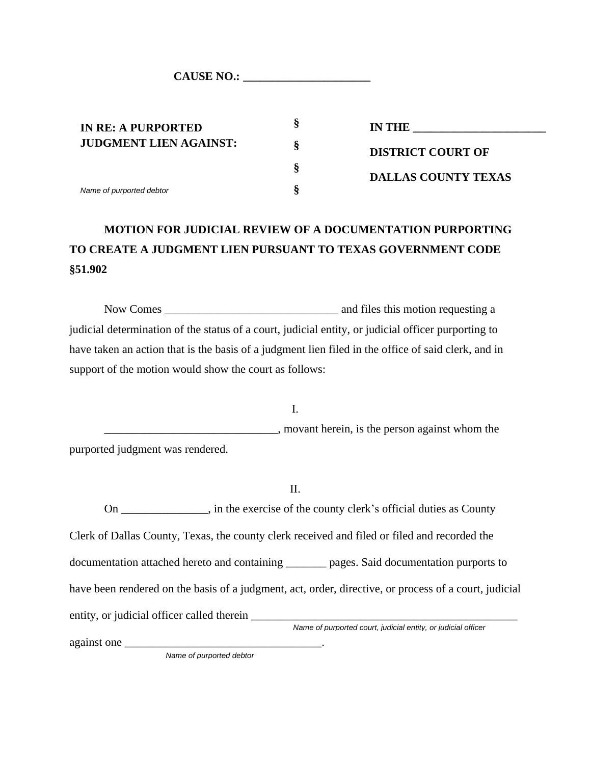**CAUSE NO.: ______________________**

| | | |
|---|---|---|
| **IN RE: A PURPORTED JUDGMENT LIEN AGAINST:** | § | **IN THE ______________________** |
| | § | **DISTRICT COURT OF** |
| | § | **DALLAS COUNTY TEXAS** |
| *Name of purported debtor* | § | |

**MOTION FOR JUDICIAL REVIEW OF A DOCUMENTATION PURPORTING TO CREATE A JUDGMENT LIEN PURSUANT TO TEXAS GOVERNMENT CODE §51.902**

Now Comes ______________________________ and files this motion requesting a judicial determination of the status of a court, judicial entity, or judicial officer purporting to have taken an action that is the basis of a judgment lien filed in the office of said clerk, and in support of the motion would show the court as follows:

I.

______________________________, movant herein, is the person against whom the purported judgment was rendered.

II.

On _______________, in the exercise of the county clerk's official duties as County Clerk of Dallas County, Texas, the county clerk received and filed or filed and recorded the documentation attached hereto and containing _______ pages. Said documentation purports to have been rendered on the basis of a judgment, act, order, directive, or process of a court, judicial entity, or judicial officer called therein ________________________________________________
*Name of purported court, judicial entity, or judicial officer*
against one ___________________________________.
*Name of purported debtor*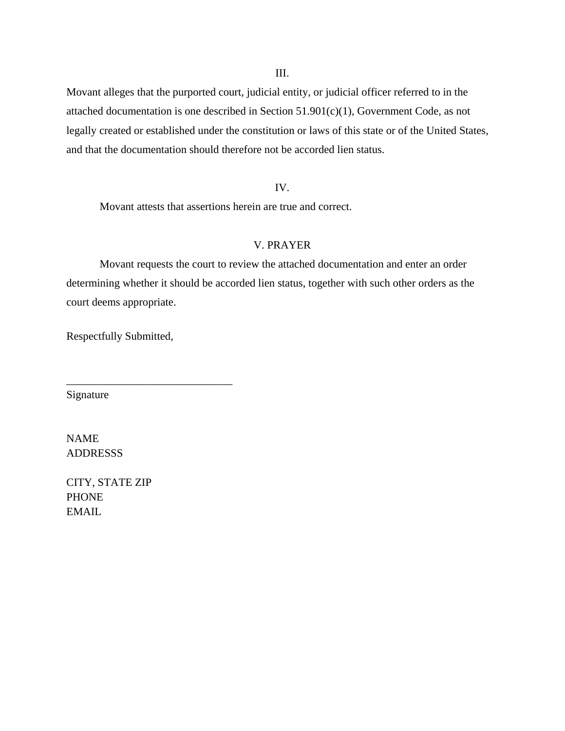III.

Movant alleges that the purported court, judicial entity, or judicial officer referred to in the attached documentation is one described in Section 51.901(c)(1), Government Code, as not legally created or established under the constitution or laws of this state or of the United States, and that the documentation should therefore not be accorded lien status.

IV.

Movant attests that assertions herein are true and correct.

V. PRAYER

Movant requests the court to review the attached documentation and enter an order determining whether it should be accorded lien status, together with such other orders as the court deems appropriate.

Respectfully Submitted,

______________________________
Signature

NAME
ADDRESSS

CITY, STATE ZIP
PHONE
EMAIL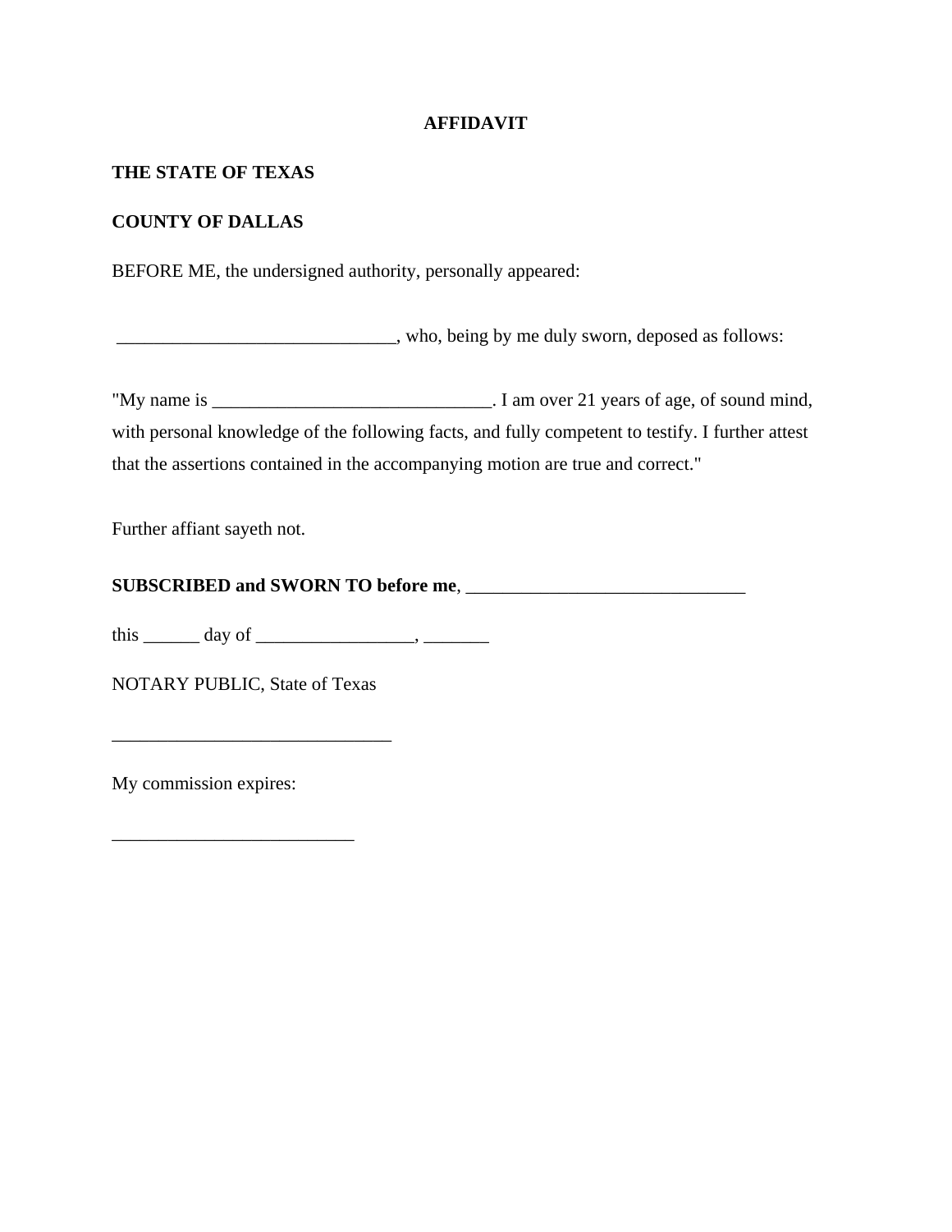# AFFIDAVIT

**THE STATE OF TEXAS**

**COUNTY OF DALLAS**

BEFORE ME, the undersigned authority, personally appeared:

______________________________, who, being by me duly sworn, deposed as follows:

"My name is ______________________________. I am over 21 years of age, of sound mind, with personal knowledge of the following facts, and fully competent to testify. I further attest that the assertions contained in the accompanying motion are true and correct."

Further affiant sayeth not.

**SUBSCRIBED and SWORN TO before me**, ______________________________

this ______ day of _________________, _______

NOTARY PUBLIC, State of Texas

______________________________

My commission expires:

__________________________